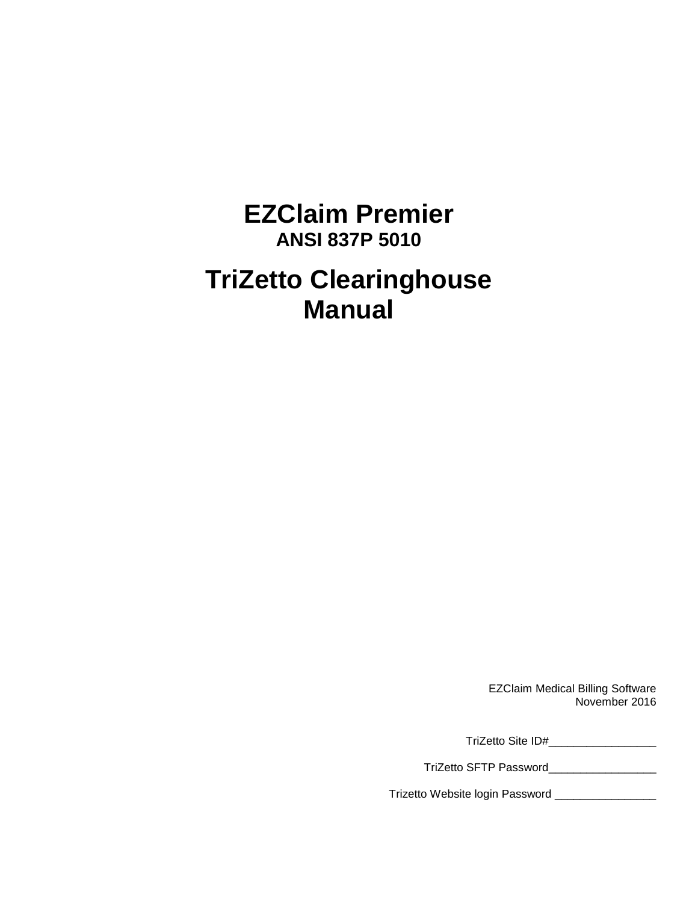# EZClaim Premier

### ANSI 837P 5010

# TriZetto Clearinghouse Manual

EZClaim Medical Billing Software
November 2016

TriZetto Site ID#_________________

TriZetto SFTP Password_________________

Trizetto Website login Password ________________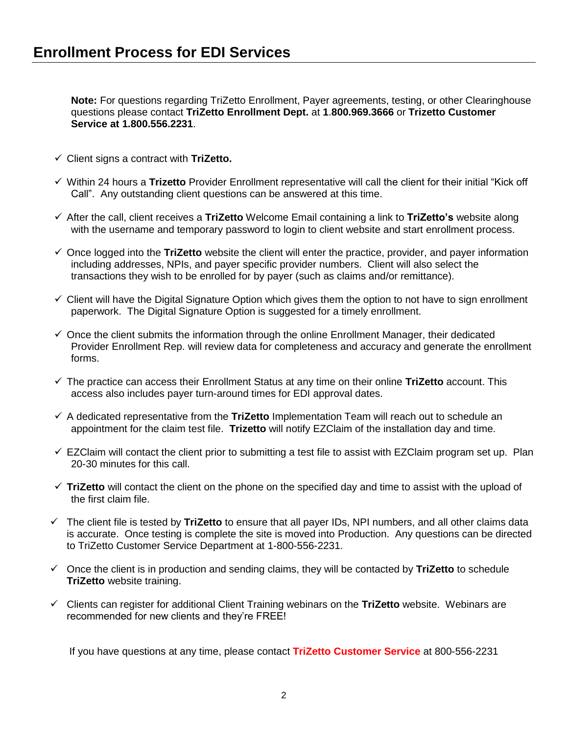# Enrollment Process for EDI Services

**Note:** For questions regarding TriZetto Enrollment, Payer agreements, testing, or other Clearinghouse questions please contact **TriZetto Enrollment Dept.** at **1.800.969.3666** or **Trizetto Customer Service at 1.800.556.2231**.

- ✓ Client signs a contract with **TriZetto.**
- ✓ Within 24 hours a **Trizetto** Provider Enrollment representative will call the client for their initial "Kick off Call". Any outstanding client questions can be answered at this time.
- ✓ After the call, client receives a **TriZetto** Welcome Email containing a link to **TriZetto's** website along with the username and temporary password to login to client website and start enrollment process.
- ✓ Once logged into the **TriZetto** website the client will enter the practice, provider, and payer information including addresses, NPIs, and payer specific provider numbers. Client will also select the transactions they wish to be enrolled for by payer (such as claims and/or remittance).
- ✓ Client will have the Digital Signature Option which gives them the option to not have to sign enrollment paperwork. The Digital Signature Option is suggested for a timely enrollment.
- ✓ Once the client submits the information through the online Enrollment Manager, their dedicated Provider Enrollment Rep. will review data for completeness and accuracy and generate the enrollment forms.
- ✓ The practice can access their Enrollment Status at any time on their online **TriZetto** account. This access also includes payer turn-around times for EDI approval dates.
- ✓ A dedicated representative from the **TriZetto** Implementation Team will reach out to schedule an appointment for the claim test file. **Trizetto** will notify EZClaim of the installation day and time.
- ✓ EZClaim will contact the client prior to submitting a test file to assist with EZClaim program set up. Plan 20-30 minutes for this call.
- ✓ **TriZetto** will contact the client on the phone on the specified day and time to assist with the upload of the first claim file.
- ✓ The client file is tested by **TriZetto** to ensure that all payer IDs, NPI numbers, and all other claims data is accurate. Once testing is complete the site is moved into Production. Any questions can be directed to TriZetto Customer Service Department at 1-800-556-2231.
- ✓ Once the client is in production and sending claims, they will be contacted by **TriZetto** to schedule **TriZetto** website training.
- ✓ Clients can register for additional Client Training webinars on the **TriZetto** website. Webinars are recommended for new clients and they're FREE!

If you have questions at any time, please contact **TriZetto Customer Service** at 800-556-2231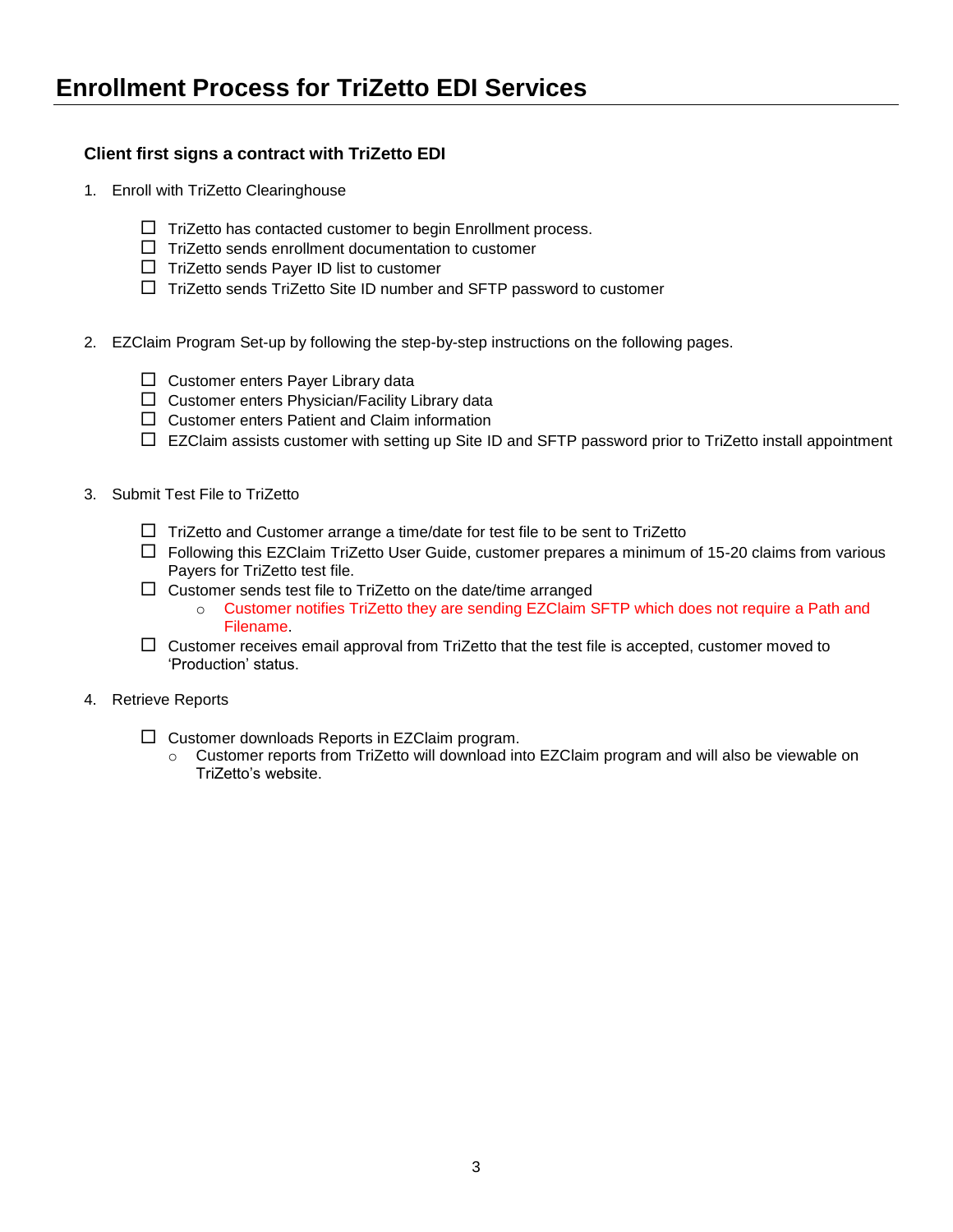# Enrollment Process for TriZetto EDI Services

### Client first signs a contract with TriZetto EDI

1. Enroll with TriZetto Clearinghouse

   - ☐ TriZetto has contacted customer to begin Enrollment process.
   - ☐ TriZetto sends enrollment documentation to customer
   - ☐ TriZetto sends Payer ID list to customer
   - ☐ TriZetto sends TriZetto Site ID number and SFTP password to customer

2. EZClaim Program Set-up by following the step-by-step instructions on the following pages.

   - ☐ Customer enters Payer Library data
   - ☐ Customer enters Physician/Facility Library data
   - ☐ Customer enters Patient and Claim information
   - ☐ EZClaim assists customer with setting up Site ID and SFTP password prior to TriZetto install appointment

3. Submit Test File to TriZetto

   - ☐ TriZetto and Customer arrange a time/date for test file to be sent to TriZetto
   - ☐ Following this EZClaim TriZetto User Guide, customer prepares a minimum of 15-20 claims from various Payers for TriZetto test file.
   - ☐ Customer sends test file to TriZetto on the date/time arranged
     - Customer notifies TriZetto they are sending EZClaim SFTP which does not require a Path and Filename.
   - ☐ Customer receives email approval from TriZetto that the test file is accepted, customer moved to 'Production' status.

4. Retrieve Reports

   - ☐ Customer downloads Reports in EZClaim program.
     - Customer reports from TriZetto will download into EZClaim program and will also be viewable on TriZetto's website.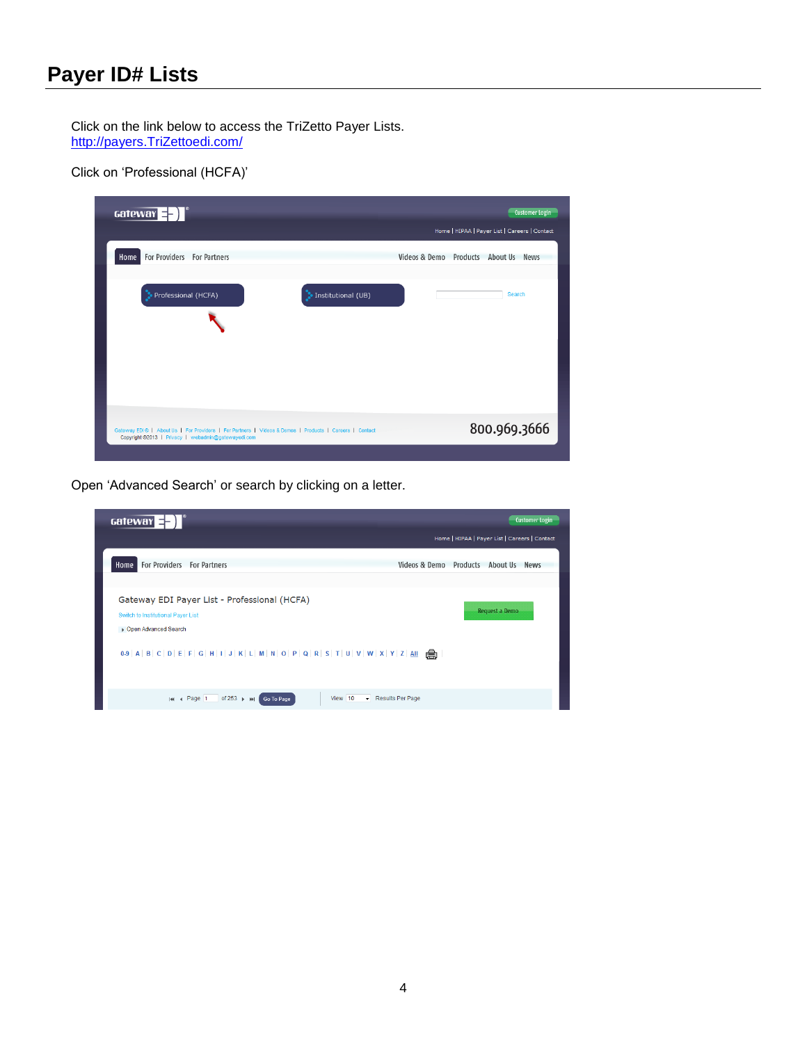# Payer ID# Lists

Click on the link below to access the TriZetto Payer Lists.
http://payers.TriZettoedi.com/

Click on 'Professional (HCFA)'

Open 'Advanced Search' or search by clicking on a letter.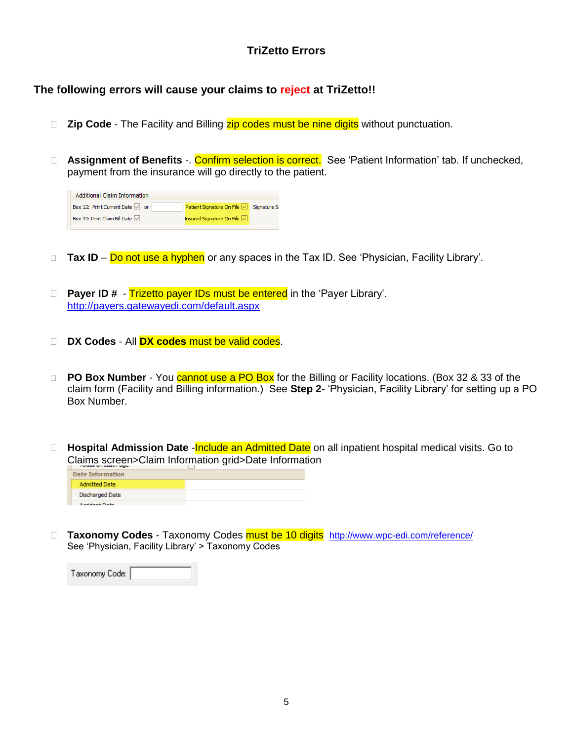# TriZetto Errors

**The following errors will cause your claims to reject at TriZetto!!**

- **Zip Code** - The Facility and Billing zip codes must be nine digits without punctuation.

- **Assignment of Benefits** -. Confirm selection is correct. See 'Patient Information' tab. If unchecked, payment from the insurance will go directly to the patient.

- **Tax ID** – Do not use a hyphen or any spaces in the Tax ID. See 'Physician, Facility Library'.

- **Payer ID #** - Trizetto payer IDs must be entered in the 'Payer Library'. http://payers.gatewayedi.com/default.aspx

- **DX Codes** - All **DX codes** must be valid codes.

- **PO Box Number** - You cannot use a PO Box for the Billing or Facility locations. (Box 32 & 33 of the claim form (Facility and Billing information.) See **Step 2-** 'Physician, Facility Library' for setting up a PO Box Number.

- **Hospital Admission Date** -Include an Admitted Date on all inpatient hospital medical visits. Go to Claims screen>Claim Information grid>Date Information

- **Taxonomy Codes** - Taxonomy Codes must be 10 digits http://www.wpc-edi.com/reference/
  See 'Physician, Facility Library' > Taxonomy Codes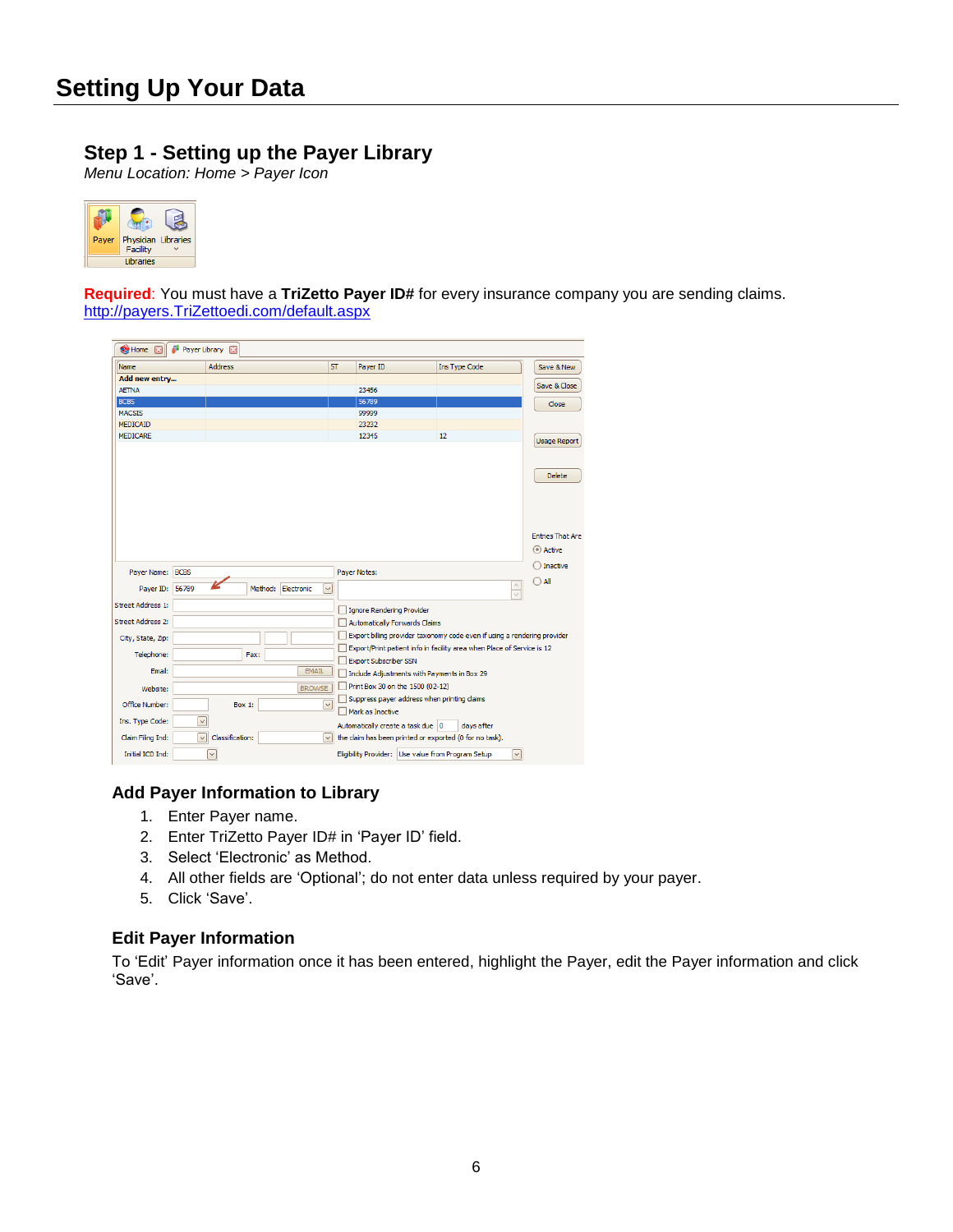# Setting Up Your Data

## Step 1 - Setting up the Payer Library

*Menu Location: Home > Payer Icon*

**Required**: You must have a **TriZetto Payer ID#** for every insurance company you are sending claims.
http://payers.TriZettoedi.com/default.aspx

### Add Payer Information to Library

1. Enter Payer name.
2. Enter TriZetto Payer ID# in 'Payer ID' field.
3. Select 'Electronic' as Method.
4. All other fields are 'Optional'; do not enter data unless required by your payer.
5. Click 'Save'.

### Edit Payer Information

To 'Edit' Payer information once it has been entered, highlight the Payer, edit the Payer information and click 'Save'.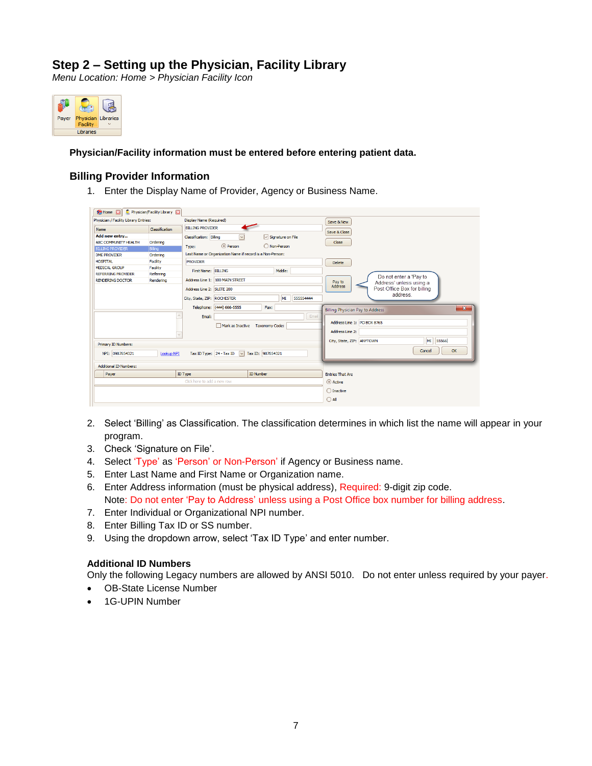## Step 2 – Setting up the Physician, Facility Library

*Menu Location: Home > Physician Facility Icon*

**Physician/Facility information must be entered before entering patient data.**

### Billing Provider Information

1. Enter the Display Name of Provider, Agency or Business Name.
2. Select 'Billing' as Classification. The classification determines in which list the name will appear in your program.
3. Check 'Signature on File'.
4. Select 'Type' as 'Person' or Non-Person' if Agency or Business name.
5. Enter Last Name and First Name or Organization name.
6. Enter Address information (must be physical address), Required: 9-digit zip code.
   Note: Do not enter 'Pay to Address' unless using a Post Office box number for billing address.
7. Enter Individual or Organizational NPI number.
8. Enter Billing Tax ID or SS number.
9. Using the dropdown arrow, select 'Tax ID Type' and enter number.

#### Additional ID Numbers

Only the following Legacy numbers are allowed by ANSI 5010. Do not enter unless required by your payer.

- OB-State License Number
- 1G-UPIN Number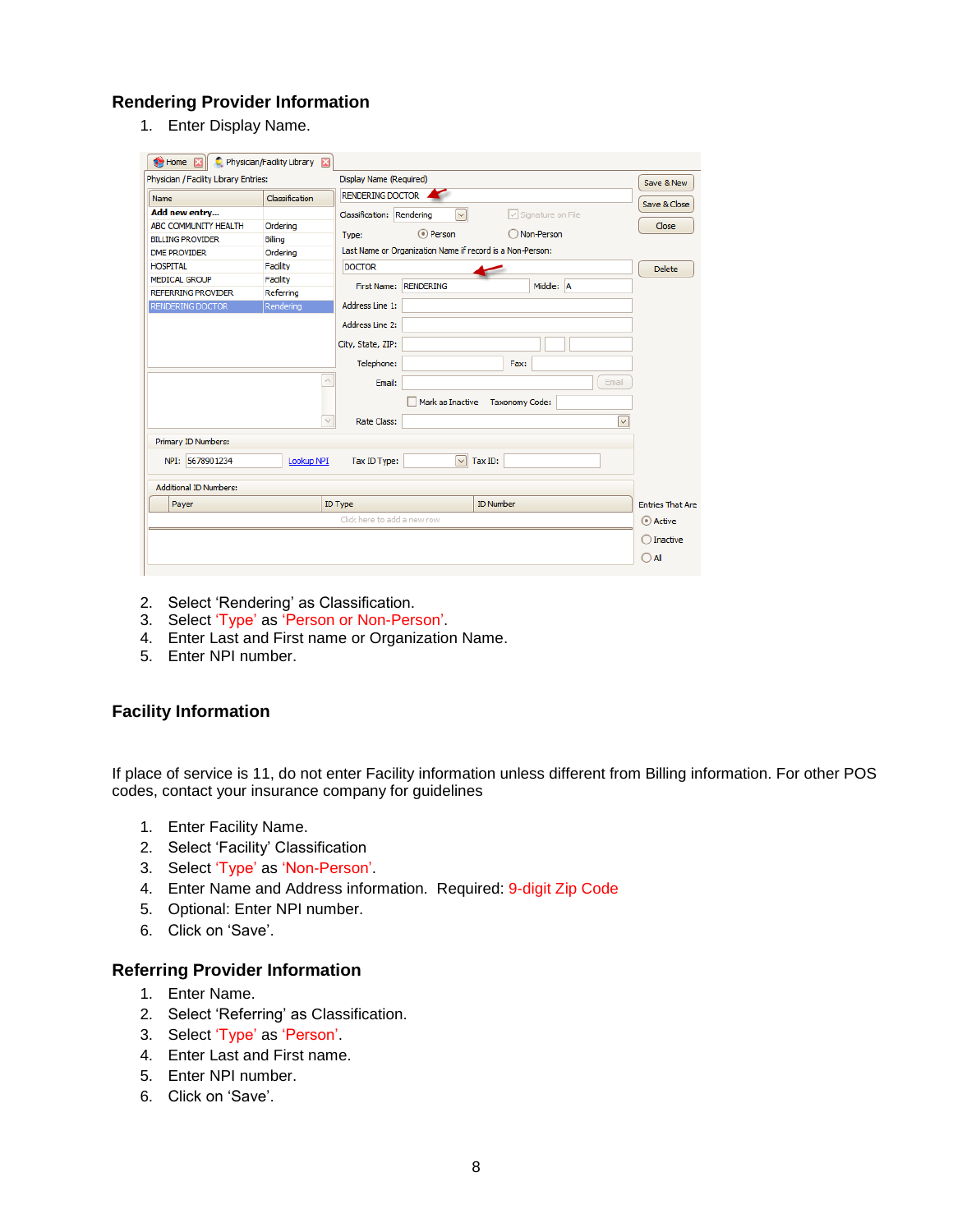## Rendering Provider Information

1. Enter Display Name.

2. Select 'Rendering' as Classification.
3. Select 'Type' as 'Person or Non-Person'.
4. Enter Last and First name or Organization Name.
5. Enter NPI number.

## Facility Information

If place of service is 11, do not enter Facility information unless different from Billing information. For other POS codes, contact your insurance company for guidelines

1. Enter Facility Name.
2. Select 'Facility' Classification
3. Select 'Type' as 'Non-Person'.
4. Enter Name and Address information. Required: 9-digit Zip Code
5. Optional: Enter NPI number.
6. Click on 'Save'.

## Referring Provider Information

1. Enter Name.
2. Select 'Referring' as Classification.
3. Select 'Type' as 'Person'.
4. Enter Last and First name.
5. Enter NPI number.
6. Click on 'Save'.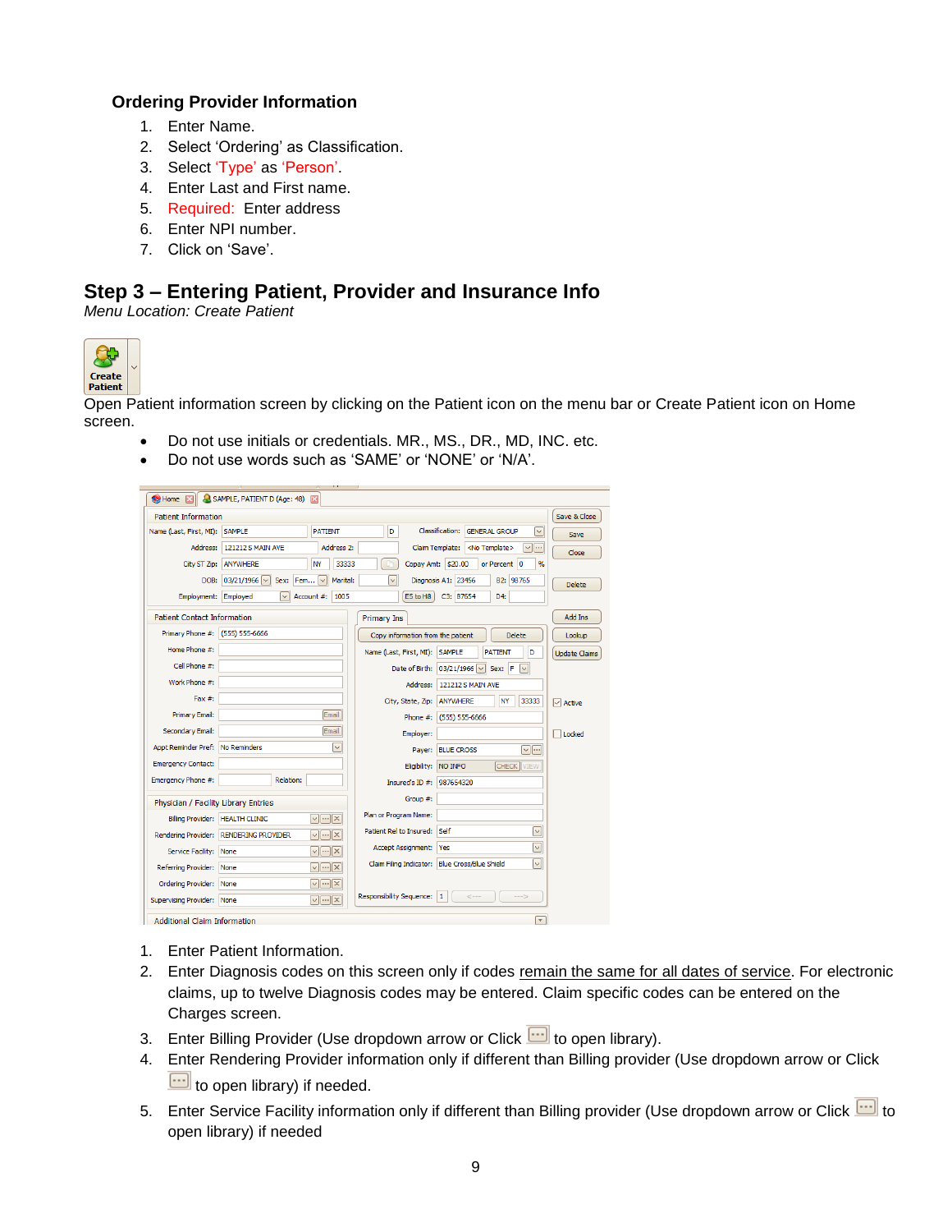### Ordering Provider Information

1. Enter Name.
2. Select 'Ordering' as Classification.
3. Select 'Type' as 'Person'.
4. Enter Last and First name.
5. Required: Enter address
6. Enter NPI number.
7. Click on 'Save'.

## Step 3 – Entering Patient, Provider and Insurance Info

*Menu Location: Create Patient*

Open Patient information screen by clicking on the Patient icon on the menu bar or Create Patient icon on Home screen.

- Do not use initials or credentials. MR., MS., DR., MD, INC. etc.
- Do not use words such as 'SAME' or 'NONE' or 'N/A'.

1. Enter Patient Information.
2. Enter Diagnosis codes on this screen only if codes remain the same for all dates of service. For electronic claims, up to twelve Diagnosis codes may be entered. Claim specific codes can be entered on the Charges screen.
3. Enter Billing Provider (Use dropdown arrow or Click to open library).
4. Enter Rendering Provider information only if different than Billing provider (Use dropdown arrow or Click to open library) if needed.
5. Enter Service Facility information only if different than Billing provider (Use dropdown arrow or Click to open library) if needed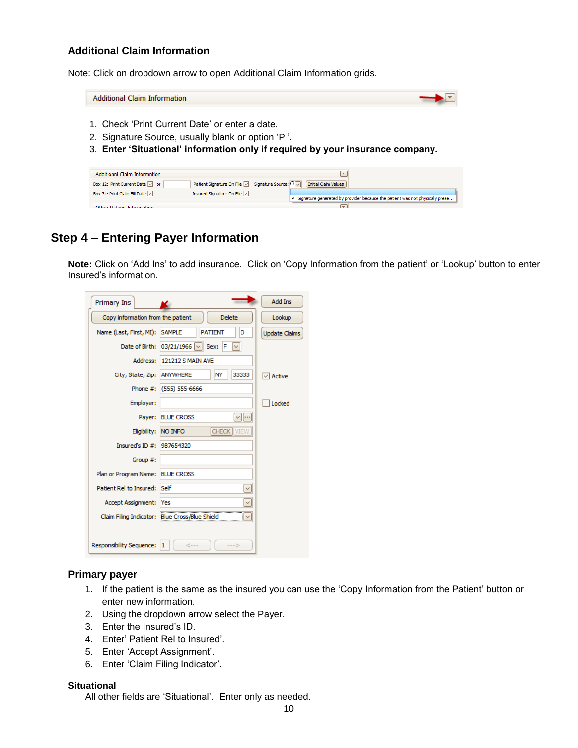### Additional Claim Information

Note: Click on dropdown arrow to open Additional Claim Information grids.

1. Check 'Print Current Date' or enter a date.
2. Signature Source, usually blank or option 'P '.
3. **Enter 'Situational' information only if required by your insurance company.**

## Step 4 – Entering Payer Information

**Note:** Click on 'Add Ins' to add insurance. Click on 'Copy Information from the patient' or 'Lookup' button to enter Insured's information.

### Primary payer

1. If the patient is the same as the insured you can use the 'Copy Information from the Patient' button or enter new information.
2. Using the dropdown arrow select the Payer.
3. Enter the Insured's ID.
4. Enter' Patient Rel to Insured'.
5. Enter 'Accept Assignment'.
6. Enter 'Claim Filing Indicator'.

### Situational

All other fields are 'Situational'. Enter only as needed.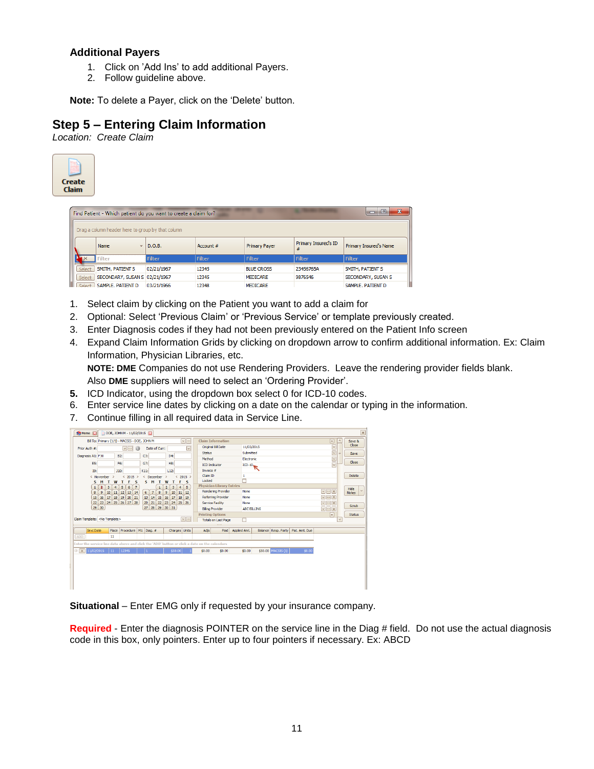### Additional Payers

1. Click on 'Add Ins' to add additional Payers.
2. Follow guideline above.

**Note:** To delete a Payer, click on the 'Delete' button.

## Step 5 – Entering Claim Information

*Location: Create Claim*

1. Select claim by clicking on the Patient you want to add a claim for
2. Optional: Select 'Previous Claim' or 'Previous Service' or template previously created.
3. Enter Diagnosis codes if they had not been previously entered on the Patient Info screen
4. Expand Claim Information Grids by clicking on dropdown arrow to confirm additional information. Ex: Claim Information, Physician Libraries, etc.
   **NOTE: DME** Companies do not use Rendering Providers. Leave the rendering provider fields blank. Also **DME** suppliers will need to select an 'Ordering Provider'.
5. ICD Indicator, using the dropdown box select 0 for ICD-10 codes.
6. Enter service line dates by clicking on a date on the calendar or typing in the information.
7. Continue filling in all required data in Service Line.

**Situational** – Enter EMG only if requested by your insurance company.

**Required** - Enter the diagnosis POINTER on the service line in the Diag # field. Do not use the actual diagnosis code in this box, only pointers. Enter up to four pointers if necessary. Ex: ABCD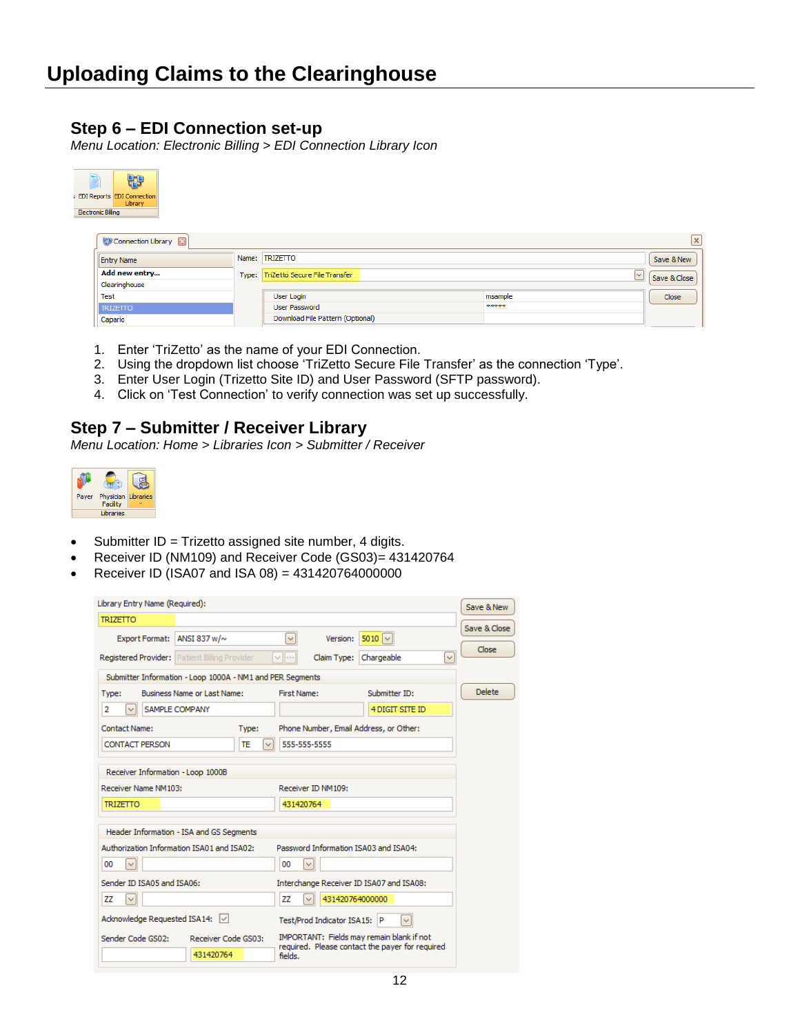# Uploading Claims to the Clearinghouse

## Step 6 – EDI Connection set-up

*Menu Location: Electronic Billing > EDI Connection Library Icon*

1. Enter 'TriZetto' as the name of your EDI Connection.
2. Using the dropdown list choose 'TriZetto Secure File Transfer' as the connection 'Type'.
3. Enter User Login (Trizetto Site ID) and User Password (SFTP password).
4. Click on 'Test Connection' to verify connection was set up successfully.

## Step 7 – Submitter / Receiver Library

*Menu Location: Home > Libraries Icon > Submitter / Receiver*

- Submitter ID = Trizetto assigned site number, 4 digits.
- Receiver ID (NM109) and Receiver Code (GS03)= 431420764
- Receiver ID (ISA07 and ISA 08) = 431420764000000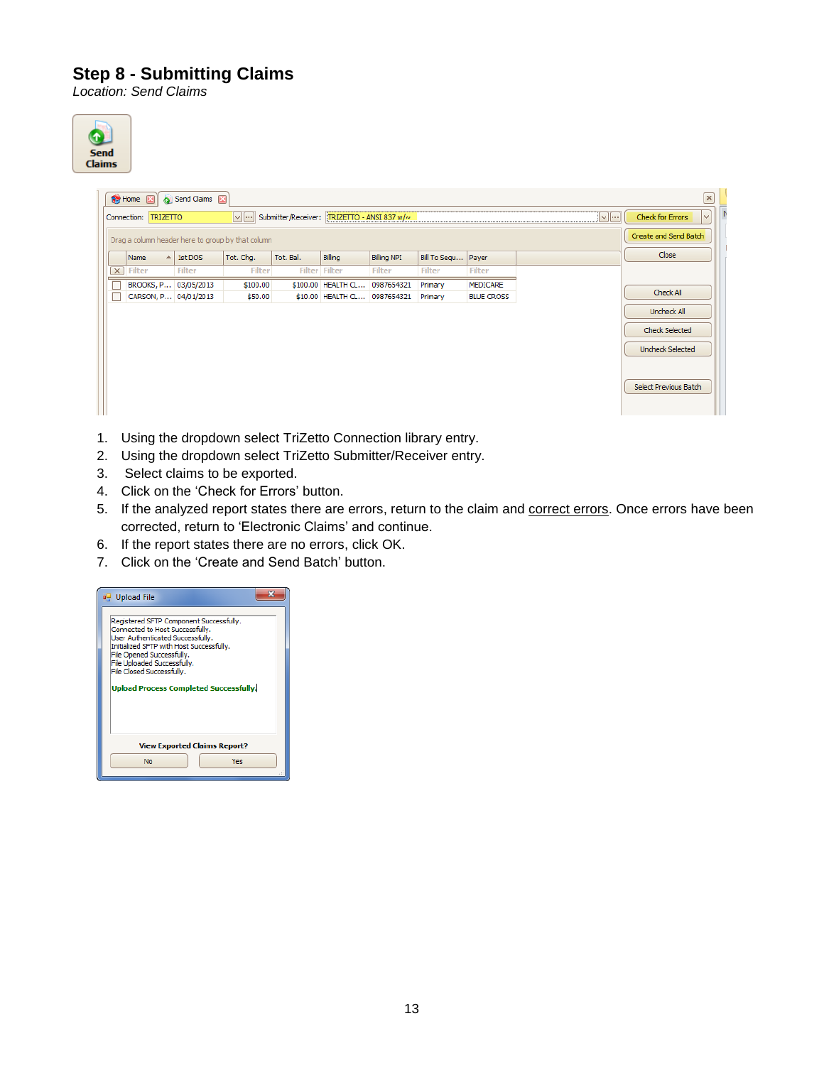## Step 8 - Submitting Claims

*Location: Send Claims*

1. Using the dropdown select TriZetto Connection library entry.
2. Using the dropdown select TriZetto Submitter/Receiver entry.
3. Select claims to be exported.
4. Click on the 'Check for Errors' button.
5. If the analyzed report states there are errors, return to the claim and correct errors. Once errors have been corrected, return to 'Electronic Claims' and continue.
6. If the report states there are no errors, click OK.
7. Click on the 'Create and Send Batch' button.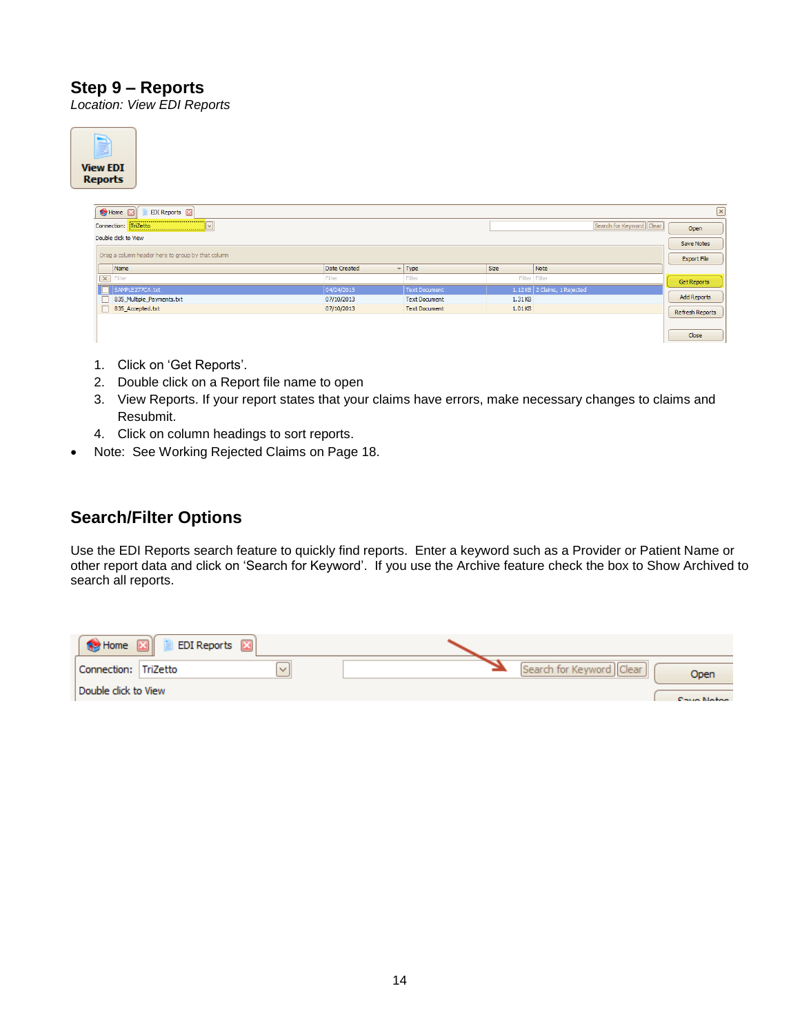## Step 9 – Reports

*Location: View EDI Reports*

1. Click on 'Get Reports'.
2. Double click on a Report file name to open
3. View Reports. If your report states that your claims have errors, make necessary changes to claims and Resubmit.
4. Click on column headings to sort reports.

- Note: See Working Rejected Claims on Page 18.

## Search/Filter Options

Use the EDI Reports search feature to quickly find reports. Enter a keyword such as a Provider or Patient Name or other report data and click on 'Search for Keyword'. If you use the Archive feature check the box to Show Archived to search all reports.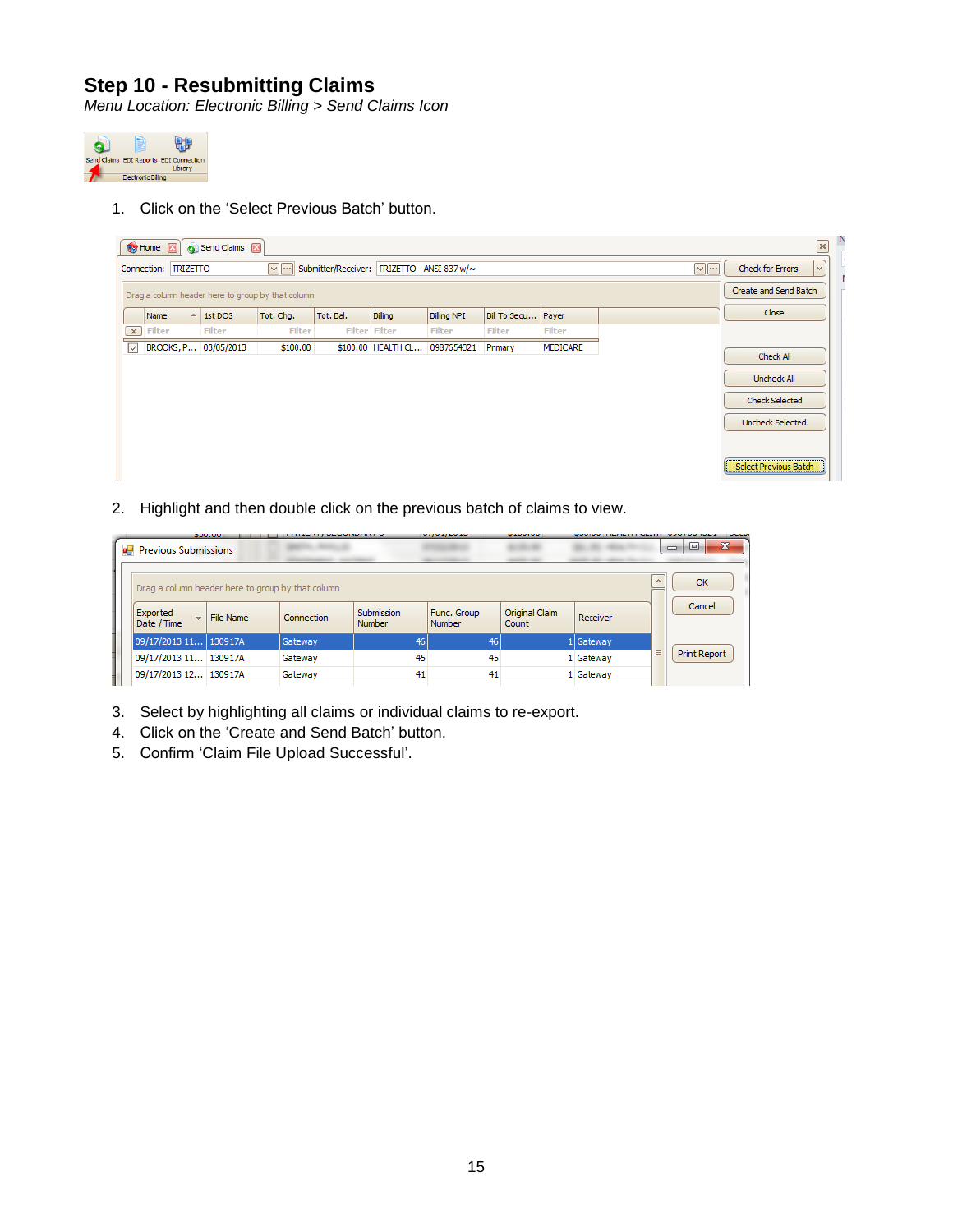## Step 10 - Resubmitting Claims

*Menu Location: Electronic Billing > Send Claims Icon*

1. Click on the 'Select Previous Batch' button.

2. Highlight and then double click on the previous batch of claims to view.

3. Select by highlighting all claims or individual claims to re-export.
4. Click on the 'Create and Send Batch' button.
5. Confirm 'Claim File Upload Successful'.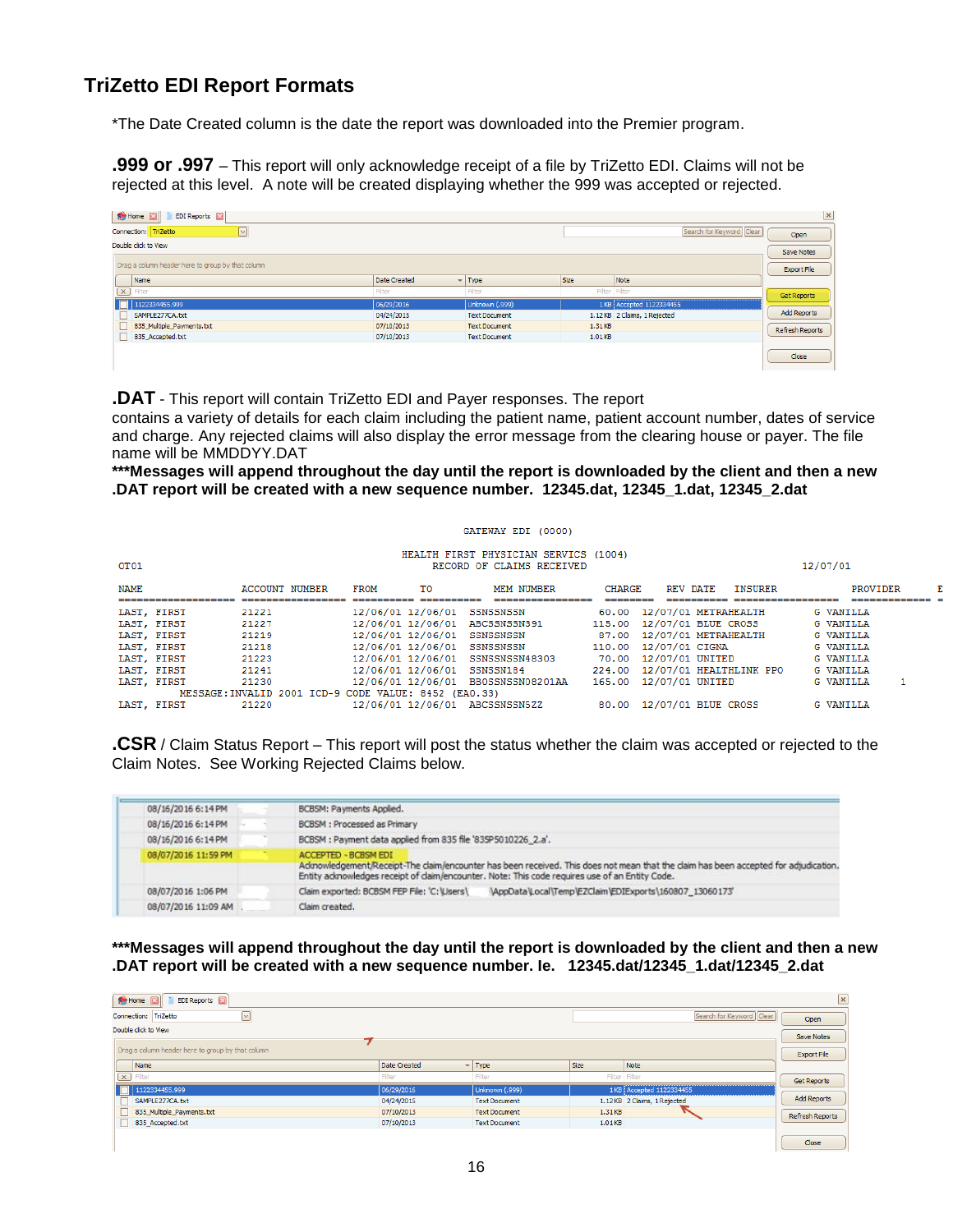# TriZetto EDI Report Formats

*The Date Created column is the date the report was downloaded into the Premier program.

**.999 or .997** – This report will only acknowledge receipt of a file by TriZetto EDI. Claims will not be rejected at this level. A note will be created displaying whether the 999 was accepted or rejected.

| Name | Date Created | Type | Size | Note |
|---|---|---|---|---|
| 1122334455.999 | 06/29/2016 | Unknown (.999) | 1 KB | Accepted 1122334455 |
| SAMPLE277CA.txt | 04/24/2015 | Text Document | 1.12 KB | 2 Claims, 1 Rejected |
| 835_Multiple_Payments.txt | 07/10/2013 | Text Document | 1.31 KB | |
| 835_Accepted.txt | 07/10/2013 | Text Document | 1.01 KB | |

**.DAT** - This report will contain TriZetto EDI and Payer responses. The report contains a variety of details for each claim including the patient name, patient account number, dates of service and charge. Any rejected claims will also display the error message from the clearing house or payer. The file name will be MMDDYY.DAT

**\*\*\*Messages will append throughout the day until the report is downloaded by the client and then a new .DAT report will be created with a new sequence number. 12345.dat, 12345_1.dat, 12345_2.dat**

```
                                   GATEWAY EDI (0000)

                          HEALTH FIRST PHYSICIAN SERVICS (1004)
CT01                           RECORD OF CLAIMS RECEIVED                       12/07/01

NAME              ACCOUNT NUMBER   FROM      TO         MEM NUMBER      CHARGE   REV DATE  INSURER            PROVIDER      E
================= ================ ========= =========  ============== ======== ========== ================= ============= =
LAST, FIRST       21221            12/06/01 12/06/01   SSNSSNSSN        60.00   12/07/01 METRAHEALTH      G VANILLA
LAST, FIRST       21227            12/06/01 12/06/01   ABCSSNSSN391    115.00   12/07/01 BLUE CROSS       G VANILLA
LAST, FIRST       21219            12/06/01 12/06/01   SSNSSNSSN        87.00   12/07/01 METRAHEALTH      G VANILLA
LAST, FIRST       21218            12/06/01 12/06/01   SSNSSNSSN       110.00   12/07/01 CIGNA            G VANILLA
LAST, FIRST       21223            12/06/01 12/06/01   SSNSSNSSN48303   70.00   12/07/01 UNITED           G VANILLA
LAST, FIRST       21241            12/06/01 12/06/01   SSNSSN184       224.00   12/07/01 HEALTHLINK PPO   G VANILLA
LAST, FIRST       21230            12/06/01 12/06/01   BBOSSNSSN08201AA 165.00  12/07/01 UNITED           G VANILLA      1
         MESSAGE:INVALID 2001 ICD-9 CODE VALUE: 8452 (EA0.33)
LAST, FIRST       21220            12/06/01 12/06/01   ABCSSNSSN5ZZ     80.00   12/07/01 BLUE CROSS       G VANILLA
```

**.CSR** / Claim Status Report – This report will post the status whether the claim was accepted or rejected to the Claim Notes. See Working Rejected Claims below.

| Date | Note |
|---|---|
| 08/16/2016 6:14 PM | BCBSM: Payments Applied. |
| 08/16/2016 6:14 PM | BCBSM : Processed as Primary |
| 08/16/2016 6:14 PM | BCBSM : Payment data applied from 835 file '835P5010226_2.a'. |
| 08/07/2016 11:59 PM | ACCEPTED - BCBSM EDI<br>Acknowledgement/Receipt-The claim/encounter has been received. This does not mean that the claim has been accepted for adjudication. Entity acknowledges receipt of claim/encounter. Note: This code requires use of an Entity Code. |
| 08/07/2016 1:06 PM | Claim exported: BCBSM FEP File: 'C:\Users\ \AppData\Local\Temp\EZClaim\EDIExports\160807_13060173' |
| 08/07/2016 11:09 AM | Claim created. |

**\*\*\*Messages will append throughout the day until the report is downloaded by the client and then a new .DAT report will be created with a new sequence number. Ie. 12345.dat/12345_1.dat/12345_2.dat**

| Name | Date Created | Type | Size | Note |
|---|---|---|---|---|
| 1122334455.999 | 06/29/2016 | Unknown (.999) | 1 KB | Accepted 1122334455 |
| SAMPLE277CA.txt | 04/24/2015 | Text Document | 1.12 KB | 2 Claims, 1 Rejected |
| 835_Multiple_Payments.txt | 07/10/2013 | Text Document | 1.31 KB | |
| 835_Accepted.txt | 07/10/2013 | Text Document | 1.01 KB | |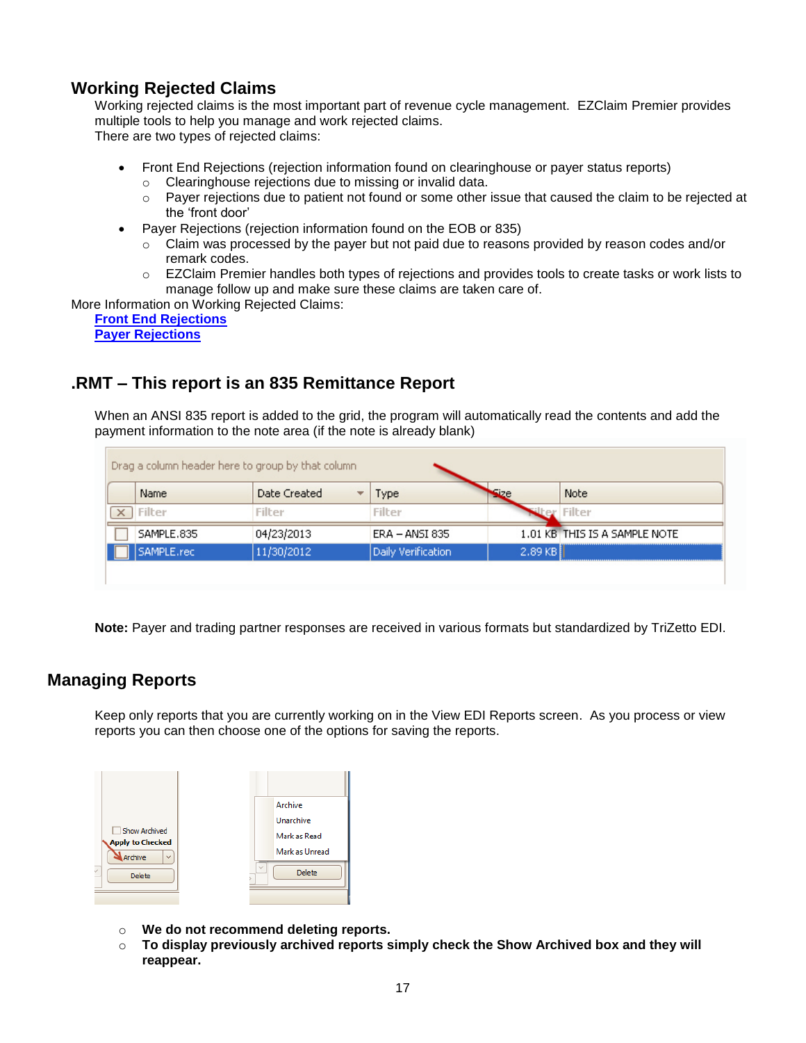## Working Rejected Claims

Working rejected claims is the most important part of revenue cycle management. EZClaim Premier provides multiple tools to help you manage and work rejected claims.
There are two types of rejected claims:

- Front End Rejections (rejection information found on clearinghouse or payer status reports)
  - Clearinghouse rejections due to missing or invalid data.
  - Payer rejections due to patient not found or some other issue that caused the claim to be rejected at the 'front door'
- Payer Rejections (rejection information found on the EOB or 835)
  - Claim was processed by the payer but not paid due to reasons provided by reason codes and/or remark codes.
  - EZClaim Premier handles both types of rejections and provides tools to create tasks or work lists to manage follow up and make sure these claims are taken care of.

More Information on Working Rejected Claims:

**Front End Rejections**
**Payer Rejections**

## .RMT – This report is an 835 Remittance Report

When an ANSI 835 report is added to the grid, the program will automatically read the contents and add the payment information to the note area (if the note is already blank)

Drag a column header here to group by that column

| | Name | Date Created | Type | Size | Note |
|---|---|---|---|---|---|
| | Filter | Filter | Filter | Filter | Filter |
| ☐ | SAMPLE.835 | 04/23/2013 | ERA – ANSI 835 | 1.01 KB | THIS IS A SAMPLE NOTE |
| ☐ | SAMPLE.rec | 11/30/2012 | Daily Verification | 2.89 KB | |

**Note:** Payer and trading partner responses are received in various formats but standardized by TriZetto EDI.

## Managing Reports

Keep only reports that you are currently working on in the View EDI Reports screen. As you process or view reports you can then choose one of the options for saving the reports.

Show Archived
Apply to Checked
Archive
Delete

Archive
Unarchive
Mark as Read
Mark as Unread
Delete

- **We do not recommend deleting reports.**
- **To display previously archived reports simply check the Show Archived box and they will reappear.**